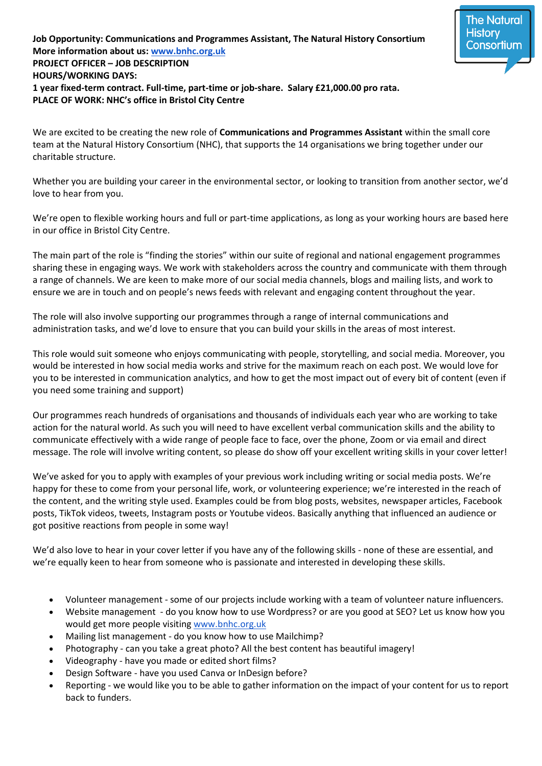**Job Opportunity: Communications and Programmes Assistant, The Natural History Consortium**
**More information about us: [www.bnhc.org.uk](www.bnhc.org.uk)**
**PROJECT OFFICER – JOB DESCRIPTION**
**HOURS/WORKING DAYS:**
**1 year fixed-term contract. Full-time, part-time or job-share. Salary £21,000.00 pro rata.**
**PLACE OF WORK: NHC's office in Bristol City Centre**

The Natural History Consortium

We are excited to be creating the new role of **Communications and Programmes Assistant** within the small core team at the Natural History Consortium (NHC), that supports the 14 organisations we bring together under our charitable structure.

Whether you are building your career in the environmental sector, or looking to transition from another sector, we'd love to hear from you.

We're open to flexible working hours and full or part-time applications, as long as your working hours are based here in our office in Bristol City Centre.

The main part of the role is "finding the stories" within our suite of regional and national engagement programmes sharing these in engaging ways. We work with stakeholders across the country and communicate with them through a range of channels. We are keen to make more of our social media channels, blogs and mailing lists, and work to ensure we are in touch and on people's news feeds with relevant and engaging content throughout the year.

The role will also involve supporting our programmes through a range of internal communications and administration tasks, and we'd love to ensure that you can build your skills in the areas of most interest.

This role would suit someone who enjoys communicating with people, storytelling, and social media. Moreover, you would be interested in how social media works and strive for the maximum reach on each post. We would love for you to be interested in communication analytics, and how to get the most impact out of every bit of content (even if you need some training and support)

Our programmes reach hundreds of organisations and thousands of individuals each year who are working to take action for the natural world. As such you will need to have excellent verbal communication skills and the ability to communicate effectively with a wide range of people face to face, over the phone, Zoom or via email and direct message. The role will involve writing content, so please do show off your excellent writing skills in your cover letter!

We've asked for you to apply with examples of your previous work including writing or social media posts. We're happy for these to come from your personal life, work, or volunteering experience; we're interested in the reach of the content, and the writing style used. Examples could be from blog posts, websites, newspaper articles, Facebook posts, TikTok videos, tweets, Instagram posts or Youtube videos. Basically anything that influenced an audience or got positive reactions from people in some way!

We'd also love to hear in your cover letter if you have any of the following skills - none of these are essential, and we're equally keen to hear from someone who is passionate and interested in developing these skills.

- Volunteer management - some of our projects include working with a team of volunteer nature influencers.
- Website management - do you know how to use Wordpress? or are you good at SEO? Let us know how you would get more people visiting [www.bnhc.org.uk](www.bnhc.org.uk)
- Mailing list management - do you know how to use Mailchimp?
- Photography - can you take a great photo? All the best content has beautiful imagery!
- Videography - have you made or edited short films?
- Design Software - have you used Canva or InDesign before?
- Reporting - we would like you to be able to gather information on the impact of your content for us to report back to funders.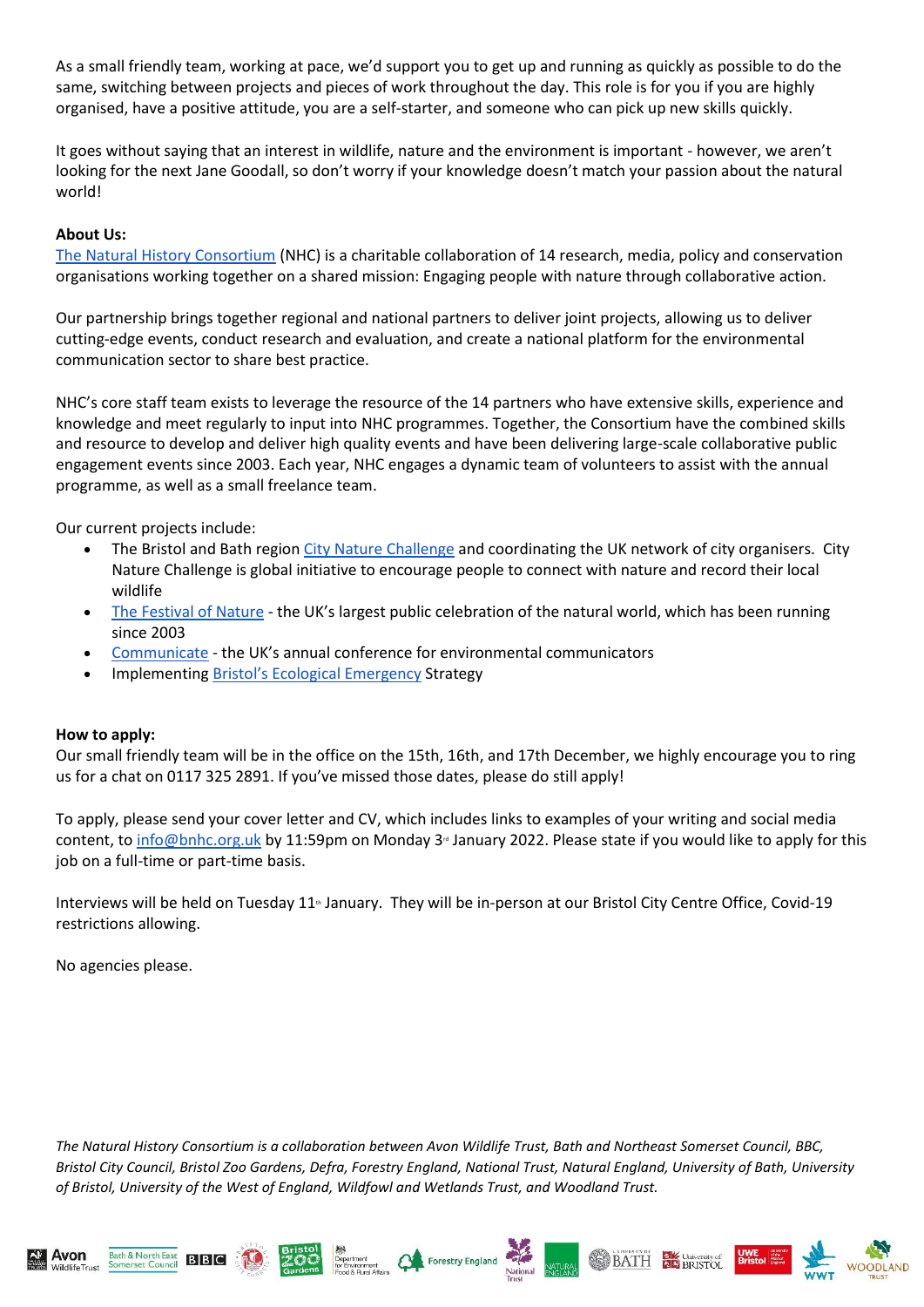As a small friendly team, working at pace, we'd support you to get up and running as quickly as possible to do the same, switching between projects and pieces of work throughout the day. This role is for you if you are highly organised, have a positive attitude, you are a self-starter, and someone who can pick up new skills quickly.

It goes without saying that an interest in wildlife, nature and the environment is important - however, we aren't looking for the next Jane Goodall, so don't worry if your knowledge doesn't match your passion about the natural world!

**About Us:**

[The Natural History Consortium](#) (NHC) is a charitable collaboration of 14 research, media, policy and conservation organisations working together on a shared mission: Engaging people with nature through collaborative action.

Our partnership brings together regional and national partners to deliver joint projects, allowing us to deliver cutting-edge events, conduct research and evaluation, and create a national platform for the environmental communication sector to share best practice.

NHC's core staff team exists to leverage the resource of the 14 partners who have extensive skills, experience and knowledge and meet regularly to input into NHC programmes. Together, the Consortium have the combined skills and resource to develop and deliver high quality events and have been delivering large-scale collaborative public engagement events since 2003. Each year, NHC engages a dynamic team of volunteers to assist with the annual programme, as well as a small freelance team.

Our current projects include:

- The Bristol and Bath region City Nature Challenge and coordinating the UK network of city organisers. City Nature Challenge is global initiative to encourage people to connect with nature and record their local wildlife
- The Festival of Nature - the UK's largest public celebration of the natural world, which has been running since 2003
- Communicate - the UK's annual conference for environmental communicators
- Implementing Bristol's Ecological Emergency Strategy

**How to apply:**

Our small friendly team will be in the office on the 15th, 16th, and 17th December, we highly encourage you to ring us for a chat on 0117 325 2891. If you've missed those dates, please do still apply!

To apply, please send your cover letter and CV, which includes links to examples of your writing and social media content, to info@bnhc.org.uk by 11:59pm on Monday 3rd January 2022. Please state if you would like to apply for this job on a full-time or part-time basis.

Interviews will be held on Tuesday 11th January. They will be in-person at our Bristol City Centre Office, Covid-19 restrictions allowing.

No agencies please.

*The Natural History Consortium is a collaboration between Avon Wildlife Trust, Bath and Northeast Somerset Council, BBC, Bristol City Council, Bristol Zoo Gardens, Defra, Forestry England, National Trust, Natural England, University of Bath, University of Bristol, University of the West of England, Wildfowl and Wetlands Trust, and Woodland Trust.*